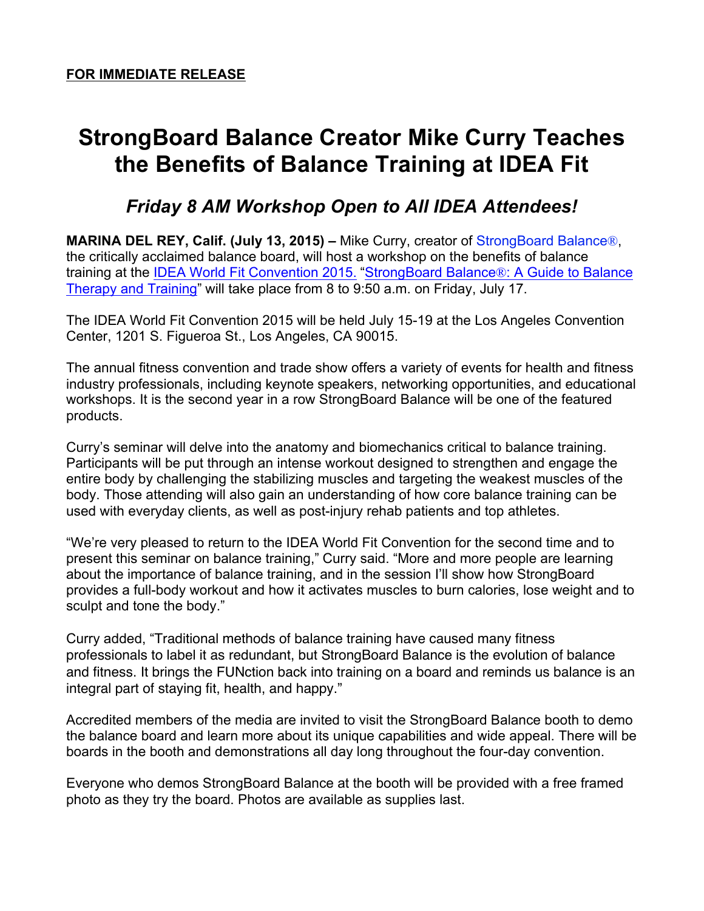**FOR IMMEDIATE RELEASE**

# StrongBoard Balance Creator Mike Curry Teaches the Benefits of Balance Training at IDEA Fit

## *Friday 8 AM Workshop Open to All IDEA Attendees!*

**MARINA DEL REY, Calif. (July 13, 2015) –** Mike Curry, creator of StrongBoard Balance®, the critically acclaimed balance board, will host a workshop on the benefits of balance training at the IDEA World Fit Convention 2015. "StrongBoard Balance®: A Guide to Balance Therapy and Training" will take place from 8 to 9:50 a.m. on Friday, July 17.

The IDEA World Fit Convention 2015 will be held July 15-19 at the Los Angeles Convention Center, 1201 S. Figueroa St., Los Angeles, CA 90015.

The annual fitness convention and trade show offers a variety of events for health and fitness industry professionals, including keynote speakers, networking opportunities, and educational workshops. It is the second year in a row StrongBoard Balance will be one of the featured products.

Curry's seminar will delve into the anatomy and biomechanics critical to balance training. Participants will be put through an intense workout designed to strengthen and engage the entire body by challenging the stabilizing muscles and targeting the weakest muscles of the body. Those attending will also gain an understanding of how core balance training can be used with everyday clients, as well as post-injury rehab patients and top athletes.

"We're very pleased to return to the IDEA World Fit Convention for the second time and to present this seminar on balance training," Curry said. "More and more people are learning about the importance of balance training, and in the session I'll show how StrongBoard provides a full-body workout and how it activates muscles to burn calories, lose weight and to sculpt and tone the body."

Curry added, "Traditional methods of balance training have caused many fitness professionals to label it as redundant, but StrongBoard Balance is the evolution of balance and fitness. It brings the FUNction back into training on a board and reminds us balance is an integral part of staying fit, health, and happy."

Accredited members of the media are invited to visit the StrongBoard Balance booth to demo the balance board and learn more about its unique capabilities and wide appeal. There will be boards in the booth and demonstrations all day long throughout the four-day convention.

Everyone who demos StrongBoard Balance at the booth will be provided with a free framed photo as they try the board. Photos are available as supplies last.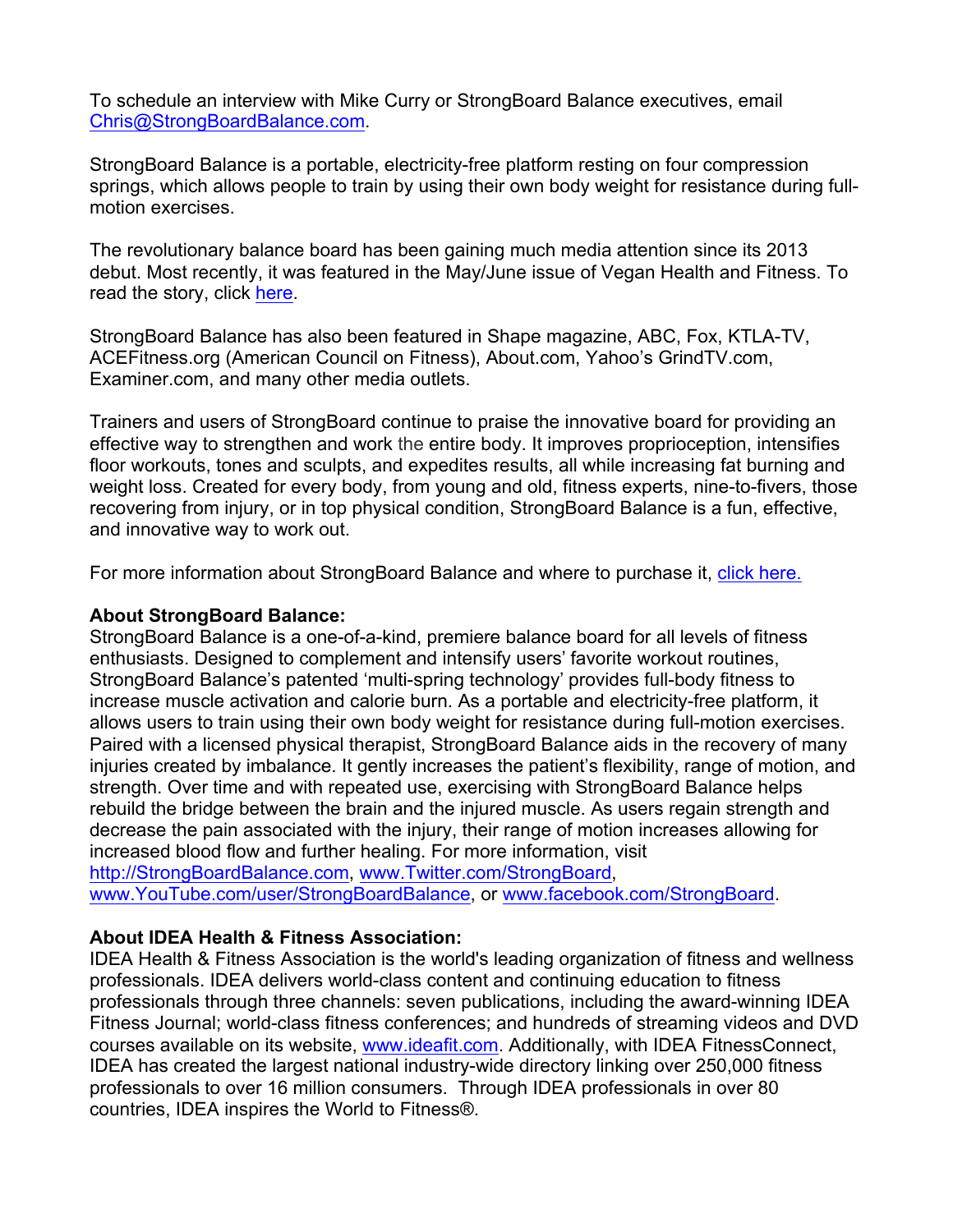To schedule an interview with Mike Curry or StrongBoard Balance executives, email [Chris@StrongBoardBalance.com](mailto:Chris@StrongBoardBalance.com).

StrongBoard Balance is a portable, electricity-free platform resting on four compression springs, which allows people to train by using their own body weight for resistance during full-motion exercises.

The revolutionary balance board has been gaining much media attention since its 2013 debut. Most recently, it was featured in the May/June issue of Vegan Health and Fitness. To read the story, click here.

StrongBoard Balance has also been featured in Shape magazine, ABC, Fox, KTLA-TV, ACEFitness.org (American Council on Fitness), About.com, Yahoo's GrindTV.com, Examiner.com, and many other media outlets.

Trainers and users of StrongBoard continue to praise the innovative board for providing an effective way to strengthen and work the entire body. It improves proprioception, intensifies floor workouts, tones and sculpts, and expedites results, all while increasing fat burning and weight loss. Created for every body, from young and old, fitness experts, nine-to-fivers, those recovering from injury, or in top physical condition, StrongBoard Balance is a fun, effective, and innovative way to work out.

For more information about StrongBoard Balance and where to purchase it, click here.

**About StrongBoard Balance:**
StrongBoard Balance is a one-of-a-kind, premiere balance board for all levels of fitness enthusiasts. Designed to complement and intensify users' favorite workout routines, StrongBoard Balance's patented 'multi-spring technology' provides full-body fitness to increase muscle activation and calorie burn. As a portable and electricity-free platform, it allows users to train using their own body weight for resistance during full-motion exercises. Paired with a licensed physical therapist, StrongBoard Balance aids in the recovery of many injuries created by imbalance. It gently increases the patient's flexibility, range of motion, and strength. Over time and with repeated use, exercising with StrongBoard Balance helps rebuild the bridge between the brain and the injured muscle. As users regain strength and decrease the pain associated with the injury, their range of motion increases allowing for increased blood flow and further healing. For more information, visit http://StrongBoardBalance.com, www.Twitter.com/StrongBoard, www.YouTube.com/user/StrongBoardBalance, or www.facebook.com/StrongBoard.

**About IDEA Health & Fitness Association:**
IDEA Health & Fitness Association is the world's leading organization of fitness and wellness professionals. IDEA delivers world-class content and continuing education to fitness professionals through three channels: seven publications, including the award-winning IDEA Fitness Journal; world-class fitness conferences; and hundreds of streaming videos and DVD courses available on its website, www.ideafit.com. Additionally, with IDEA FitnessConnect, IDEA has created the largest national industry-wide directory linking over 250,000 fitness professionals to over 16 million consumers. Through IDEA professionals in over 80 countries, IDEA inspires the World to Fitness®.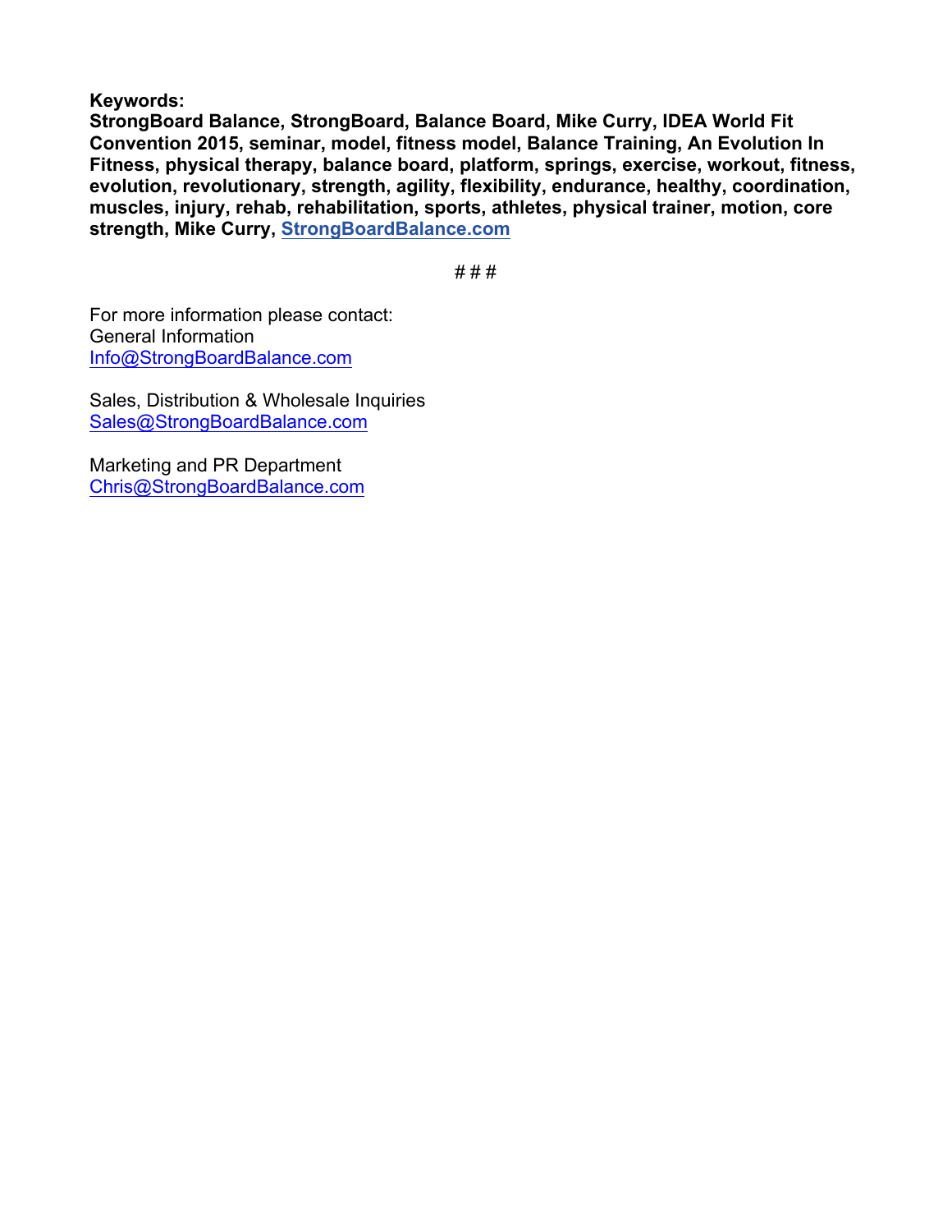**Keywords:**
**StrongBoard Balance, StrongBoard, Balance Board, Mike Curry, IDEA World Fit Convention 2015, seminar, model, fitness model, Balance Training, An Evolution In Fitness, physical therapy, balance board, platform, springs, exercise, workout, fitness, evolution, revolutionary, strength, agility, flexibility, endurance, healthy, coordination, muscles, injury, rehab, rehabilitation, sports, athletes, physical trainer, motion, core strength, Mike Curry, StrongBoardBalance.com**

# # #

For more information please contact:
General Information
Info@StrongBoardBalance.com

Sales, Distribution & Wholesale Inquiries
Sales@StrongBoardBalance.com

Marketing and PR Department
Chris@StrongBoardBalance.com